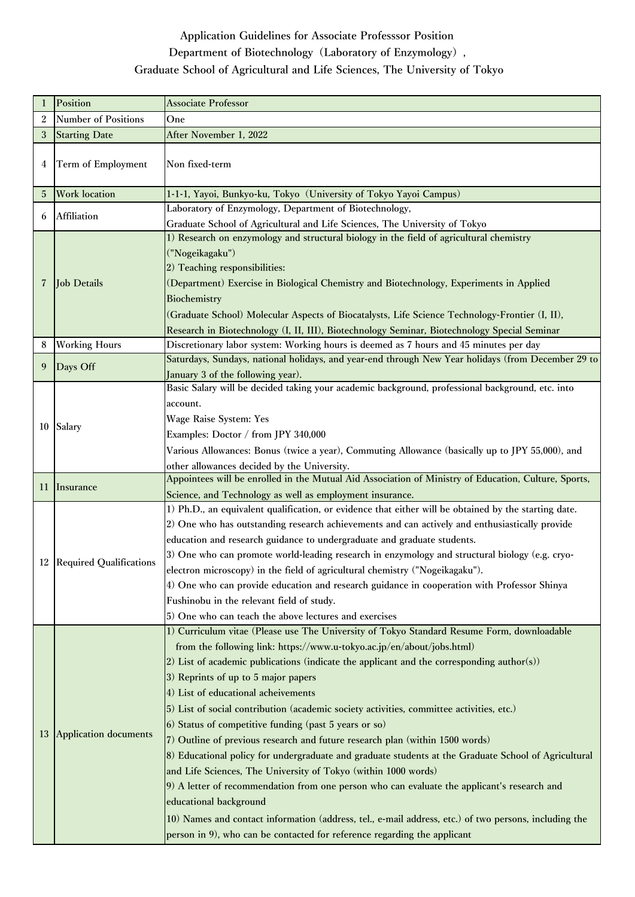# Application Guidelines for Associate Professsor Position
## Department of Biotechnology（Laboratory of Enzymology）,
## Graduate School of Agricultural and Life Sciences, The University of Tokyo

| | | |
|---|---|---|
| 1 | Position | Associate Professor |
| 2 | Number of Positions | One |
| 3 | Starting Date | After November 1, 2022 |
| 4 | Term of Employment | Non fixed-term |
| 5 | Work location | 1-1-1, Yayoi, Bunkyo-ku, Tokyo（University of Tokyo Yayoi Campus） |
| 6 | Affiliation | Laboratory of Enzymology, Department of Biotechnology,<br>Graduate School of Agricultural and Life Sciences, The University of Tokyo |
| 7 | Job Details | 1) Research on enzymology and structural biology in the field of agricultural chemistry ("Nogeikagaku")<br>2) Teaching responsibilities:<br>(Department) Exercise in Biological Chemistry and Biotechnology, Experiments in Applied Biochemistry<br>(Graduate School) Molecular Aspects of Biocatalysts, Life Science Technology-Frontier (I, II), Research in Biotechnology (I, II, III), Biotechnology Seminar, Biotechnology Special Seminar |
| 8 | Working Hours | Discretionary labor system: Working hours is deemed as 7 hours and 45 minutes per day |
| 9 | Days Off | Saturdays, Sundays, national holidays, and year-end through New Year holidays (from December 29 to January 3 of the following year). |
| 10 | Salary | Basic Salary will be decided taking your academic background, professional background, etc. into account.<br>Wage Raise System: Yes<br>Examples: Doctor / from JPY 340,000<br>Various Allowances: Bonus (twice a year), Commuting Allowance (basically up to JPY 55,000), and other allowances decided by the University. |
| 11 | Insurance | Appointees will be enrolled in the Mutual Aid Association of Ministry of Education, Culture, Sports, Science, and Technology as well as employment insurance. |
| 12 | Required Qualifications | 1) Ph.D., an equivalent qualification, or evidence that either will be obtained by the starting date.<br>2) One who has outstanding research achievements and can actively and enthusiastically provide education and research guidance to undergraduate and graduate students.<br>3) One who can promote world-leading research in enzymology and structural biology (e.g. cryo-electron microscopy) in the field of agricultural chemistry ("Nogeikagaku").<br>4) One who can provide education and research guidance in cooperation with Professor Shinya Fushinobu in the relevant field of study.<br>5) One who can teach the above lectures and exercises |
| 13 | Application documents | 1) Curriculum vitae (Please use The University of Tokyo Standard Resume Form, downloadable from the following link: https://www.u-tokyo.ac.jp/en/about/jobs.html)<br>2) List of academic publications (indicate the applicant and the corresponding author(s))<br>3) Reprints of up to 5 major papers<br>4) List of educational acheivements<br>5) List of social contribution (academic society activities, committee activities, etc.)<br>6) Status of competitive funding (past 5 years or so)<br>7) Outline of previous research and future research plan (within 1500 words)<br>8) Educational policy for undergraduate and graduate students at the Graduate School of Agricultural and Life Sciences, The University of Tokyo (within 1000 words)<br>9) A letter of recommendation from one person who can evaluate the applicant's research and educational background<br>10) Names and contact information (address, tel., e-mail address, etc.) of two persons, including the person in 9), who can be contacted for reference regarding the applicant |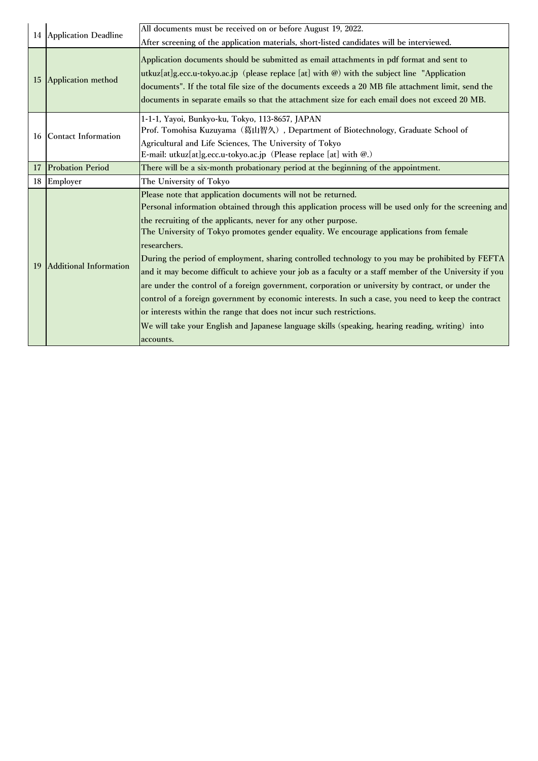| | | |
|---|---|---|
| 14 | Application Deadline | All documents must be received on or before August 19, 2022.<br>After screening of the application materials, short-listed candidates will be interviewed. |
| 15 | Application method | Application documents should be submitted as email attachments in pdf format and sent to utkuz[at]g.ecc.u-tokyo.ac.jp（please replace [at] with @) with the subject line "Application documents". If the total file size of the documents exceeds a 20 MB file attachment limit, send the documents in separate emails so that the attachment size for each email does not exceed 20 MB. |
| 16 | Contact Information | 1-1-1, Yayoi, Bunkyo-ku, Tokyo, 113-8657, JAPAN<br>Prof. Tomohisa Kuzuyama（葛山智久）, Department of Biotechnology, Graduate School of Agricultural and Life Sciences, The University of Tokyo<br>E-mail: utkuz[at]g.ecc.u-tokyo.ac.jp（Please replace [at] with @.） |
| 17 | Probation Period | There will be a six-month probationary period at the beginning of the appointment. |
| 18 | Employer | The University of Tokyo |
| 19 | Additional Information | Please note that application documents will not be returned.<br>Personal information obtained through this application process will be used only for the screening and the recruiting of the applicants, never for any other purpose.<br>The University of Tokyo promotes gender equality. We encourage applications from female researchers.<br>During the period of employment, sharing controlled technology to you may be prohibited by FEFTA and it may become difficult to achieve your job as a faculty or a staff member of the University if you are under the control of a foreign government, corporation or university by contract, or under the control of a foreign government by economic interests. In such a case, you need to keep the contract or interests within the range that does not incur such restrictions.<br>We will take your English and Japanese language skills (speaking, hearing reading, writing) into accounts. |